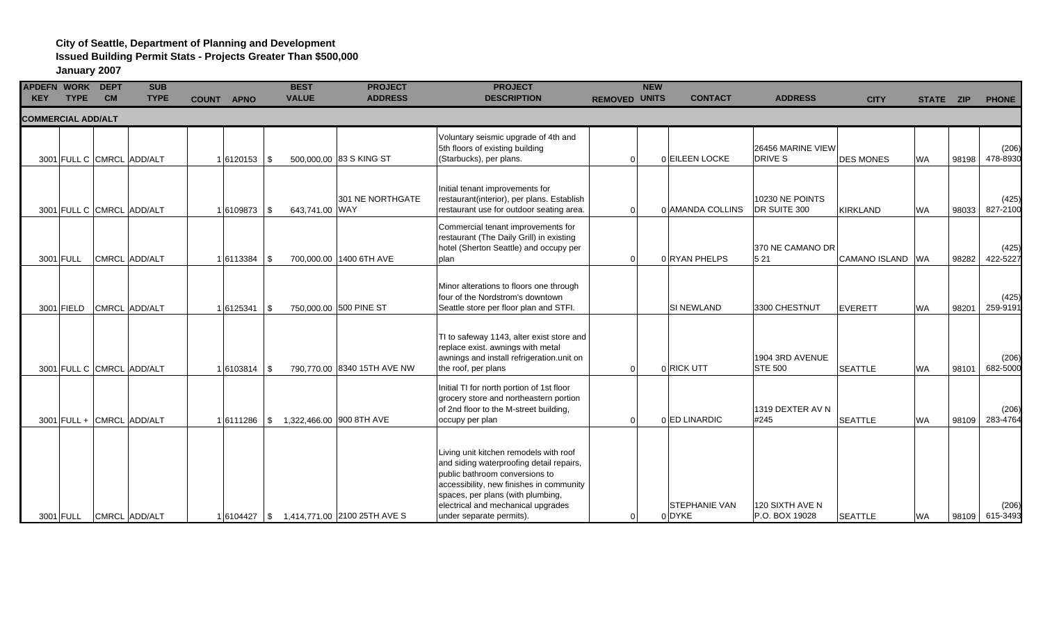**City of Seattle, Department of Planning and Development**
**Issued Building Permit Stats - Projects Greater Than $500,000**
**January 2007**

| APDEFN KEY | WORK TYPE | DEPT CM | SUB TYPE | COUNT | APNO | BEST VALUE | PROJECT ADDRESS | PROJECT DESCRIPTION | REMOVED | NEW UNITS | CONTACT | ADDRESS | CITY | STATE | ZIP | PHONE |
|---|---|---|---|---|---|---|---|---|---|---|---|---|---|---|---|---|
| **COMMERCIAL ADD/ALT** | | | | | | | | | | | | | | | | |
| 3001 | FULL C | CMRCL | ADD/ALT | 1 | 6120153 | $ 500,000.00 | 83 S KING ST | Voluntary seismic upgrade of 4th and 5th floors of existing building (Starbucks), per plans. | 0 | 0 | EILEEN LOCKE | 26456 MARINE VIEW DRIVE S | DES MONES | WA | 98198 | (206) 478-8930 |
| 3001 | FULL C | CMRCL | ADD/ALT | 1 | 6109873 | $ 643,741.00 | 301 NE NORTHGATE WAY | Initial tenant improvements for restaurant(interior), per plans. Establish restaurant use for outdoor seating area. | 0 | 0 | AMANDA COLLINS | 10230 NE POINTS DR SUITE 300 | KIRKLAND | WA | 98033 | (425) 827-2100 |
| 3001 | FULL | CMRCL | ADD/ALT | 1 | 6113384 | $ 700,000.00 | 1400 6TH AVE | Commercial tenant improvements for restaurant (The Daily Grill) in existing hotel (Sherton Seattle) and occupy per plan | 0 | 0 | RYAN PHELPS | 370 NE CAMANO DR 5 21 | CAMANO ISLAND | WA | 98282 | (425) 422-5227 |
| 3001 | FIELD | CMRCL | ADD/ALT | 1 | 6125341 | $ 750,000.00 | 500 PINE ST | Minor alterations to floors one through four of the Nordstrom's downtown Seattle store per floor plan and STFI. | | | SI NEWLAND | 3300 CHESTNUT | EVERETT | WA | 98201 | (425) 259-9191 |
| 3001 | FULL C | CMRCL | ADD/ALT | 1 | 6103814 | $ 790,770.00 | 8340 15TH AVE NW | TI to safeway 1143, alter exist store and replace exist. awnings with metal awnings and install refrigeration.unit on the roof, per plans | 0 | 0 | RICK UTT | 1904 3RD AVENUE STE 500 | SEATTLE | WA | 98101 | (206) 682-5000 |
| 3001 | FULL + | CMRCL | ADD/ALT | 1 | 6111286 | $ 1,322,466.00 | 900 8TH AVE | Initial TI for north portion of 1st floor grocery store and northeastern portion of 2nd floor to the M-street building, occupy per plan | 0 | 0 | ED LINARDIC | 1319 DEXTER AV N #245 | SEATTLE | WA | 98109 | (206) 283-4764 |
| 3001 | FULL | CMRCL | ADD/ALT | 1 | 6104427 | $ 1,414,771.00 | 2100 25TH AVE S | Living unit kitchen remodels with roof and siding waterproofing detail repairs, public bathroom conversions to accessibility, new finishes in community spaces, per plans (with plumbing, electrical and mechanical upgrades under separate permits). | 0 | 0 | STEPHANIE VAN DYKE | 120 SIXTH AVE N P.O. BOX 19028 | SEATTLE | WA | 98109 | (206) 615-3493 |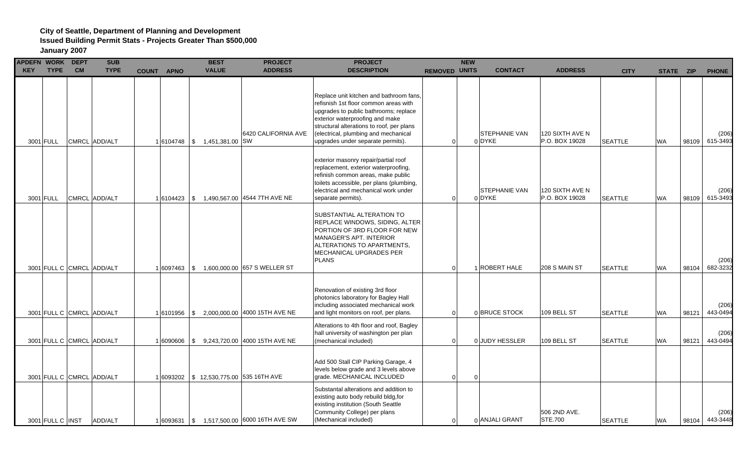**City of Seattle, Department of Planning and Development**
**Issued Building Permit Stats - Projects Greater Than $500,000**
**January 2007**

| APDEFN KEY | WORK TYPE | DEPT CM | SUB TYPE | COUNT | APNO | BEST VALUE | PROJECT ADDRESS | PROJECT DESCRIPTION | REMOVED | NEW UNITS | CONTACT | ADDRESS | CITY | STATE | ZIP | PHONE |
|---|---|---|---|---|---|---|---|---|---|---|---|---|---|---|---|---|
| 3001 | FULL | CMRCL | ADD/ALT | 1 | 6104748 | $ 1,451,381.00 | 6420 CALIFORNIA AVE SW | Replace unit kitchen and bathroom fans, refisnish 1st floor common areas with upgrades to public bathrooms; replace exterior waterproofing and make structural alterations to roof, per plans (electrical, plumbing and mechanical upgrades under separate permits). | 0 | 0 | STEPHANIE VAN DYKE | 120 SIXTH AVE N P.O. BOX 19028 | SEATTLE | WA | 98109 | (206) 615-3493 |
| 3001 | FULL | CMRCL | ADD/ALT | 1 | 6104423 | $ 1,490,567.00 | 4544 7TH AVE NE | exterior masonry repair/partial roof replacement, exterior waterproofing, refinish common areas, make public toilets accessible, per plans (plumbing, electrical and mechanical work under separate permits). | 0 | 0 | STEPHANIE VAN DYKE | 120 SIXTH AVE N P.O. BOX 19028 | SEATTLE | WA | 98109 | (206) 615-3493 |
| 3001 | FULL C | CMRCL | ADD/ALT | 1 | 6097463 | $ 1,600,000.00 | 657 S WELLER ST | SUBSTANTIAL ALTERATION TO REPLACE WINDOWS, SIDING, ALTER PORTION OF 3RD FLOOR FOR NEW MANAGER'S APT. INTERIOR ALTERATIONS TO APARTMENTS, MECHANICAL UPGRADES PER PLANS | 0 | 1 | ROBERT HALE | 208 S MAIN ST | SEATTLE | WA | 98104 | (206) 682-3232 |
| 3001 | FULL C | CMRCL | ADD/ALT | 1 | 6101956 | $ 2,000,000.00 | 4000 15TH AVE NE | Renovation of existing 3rd floor photonics laboratory for Bagley Hall including associated mechanical work and light monitors on roof, per plans. | 0 | 0 | BRUCE STOCK | 109 BELL ST | SEATTLE | WA | 98121 | (206) 443-0494 |
| 3001 | FULL C | CMRCL | ADD/ALT | 1 | 6090606 | $ 9,243,720.00 | 4000 15TH AVE NE | Alterations to 4th floor and roof, Bagley hall university of washington per plan (mechanical included) | 0 | 0 | JUDY HESSLER | 109 BELL ST | SEATTLE | WA | 98121 | (206) 443-0494 |
| 3001 | FULL C | CMRCL | ADD/ALT | 1 | 6093202 | $ 12,530,775.00 | 535 16TH AVE | Add 500 Stall CIP Parking Garage, 4 levels below grade and 3 levels above grade. MECHANICAL INCLUDED | 0 | 0 | | | | | | |
| 3001 | FULL C | INST | ADD/ALT | 1 | 6093631 | $ 1,517,500.00 | 6000 16TH AVE SW | Substantal alterations and addition to existing auto body rebuild bldg,for existing institution (South Seattle Community College) per plans (Mechanical included) | 0 | 0 | ANJALI GRANT | 506 2ND AVE. STE.700 | SEATTLE | WA | 98104 | (206) 443-3448 |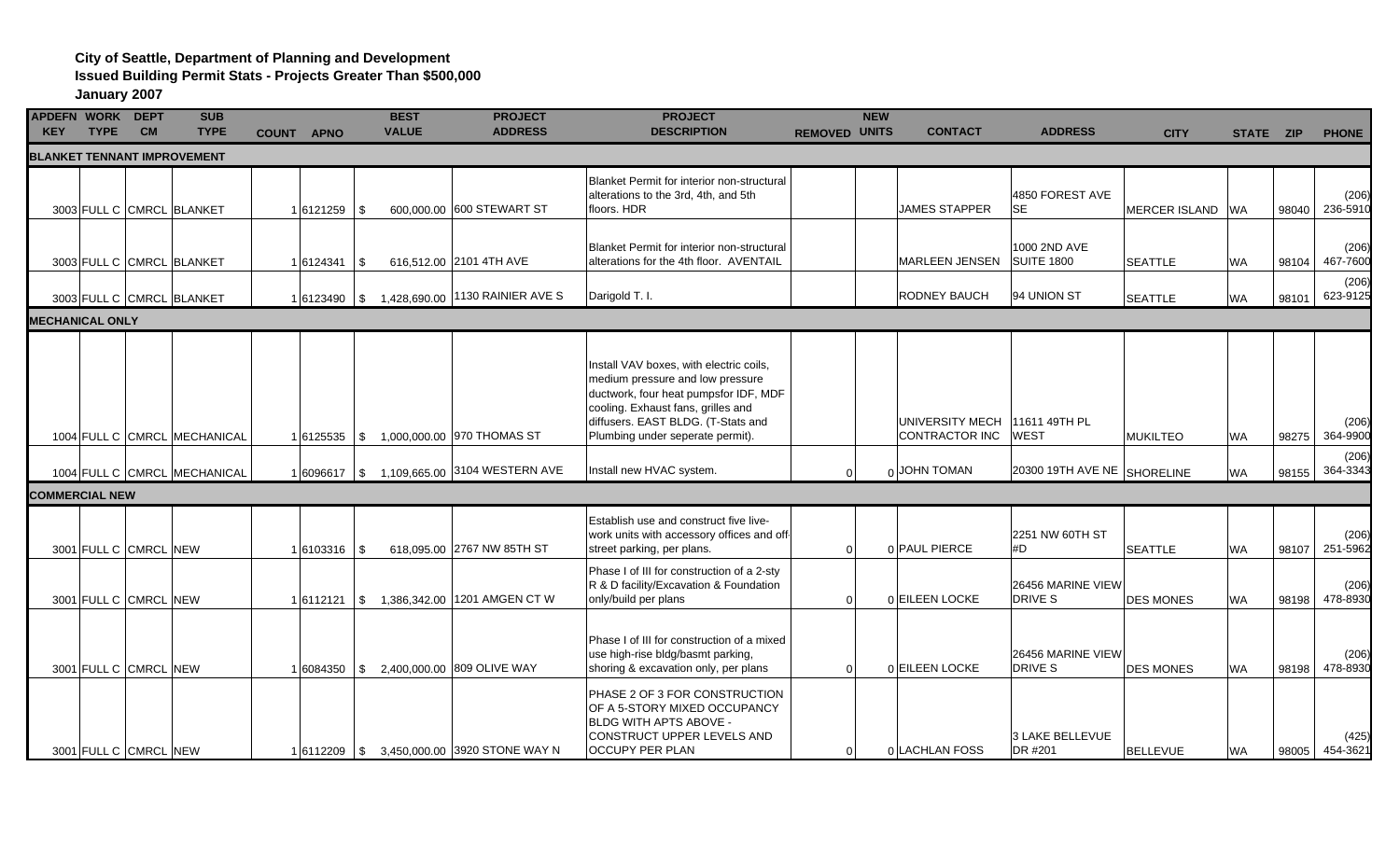**City of Seattle, Department of Planning and Development**
**Issued Building Permit Stats - Projects Greater Than $500,000**
**January 2007**

| APDEFN KEY | WORK TYPE | DEPT CM | SUB TYPE | COUNT | APNO | BEST VALUE | PROJECT ADDRESS | PROJECT DESCRIPTION | REMOVED | NEW UNITS | CONTACT | ADDRESS | CITY | STATE | ZIP | PHONE |
|---|---|---|---|---|---|---|---|---|---|---|---|---|---|---|---|---|
| **BLANKET TENANT IMPROVEMENT** | | | | | | | | | | | | | | | | |
| 3003 | FULL C | CMRCL | BLANKET | 1 | 6121259 | $ 600,000.00 | 600 STEWART ST | Blanket Permit for interior non-structural alterations to the 3rd, 4th, and 5th floors. HDR | | | JAMES STAPPER | 4850 FOREST AVE SE | MERCER ISLAND | WA | 98040 | (206) 236-5910 |
| 3003 | FULL C | CMRCL | BLANKET | 1 | 6124341 | $ 616,512.00 | 2101 4TH AVE | Blanket Permit for interior non-structural alterations for the 4th floor. AVENTAIL | | | MARLEEN JENSEN | 1000 2ND AVE SUITE 1800 | SEATTLE | WA | 98104 | (206) 467-7600 |
| 3003 | FULL C | CMRCL | BLANKET | 1 | 6123490 | $ 1,428,690.00 | 1130 RAINIER AVE S | Darigold T. I. | | | RODNEY BAUCH | 94 UNION ST | SEATTLE | WA | 98101 | (206) 623-9125 |
| **MECHANICAL ONLY** | | | | | | | | | | | | | | | | |
| 1004 | FULL C | CMRCL | MECHANICAL | 1 | 6125535 | $ 1,000,000.00 | 970 THOMAS ST | Install VAV boxes, with electric coils, medium pressure and low pressure ductwork, four heat pumpsfor IDF, MDF cooling. Exhaust fans, grilles and diffusers. EAST BLDG. (T-Stats and Plumbing under seperate permit). | | | UNIVERSITY MECH CONTRACTOR INC | 11611 49TH PL WEST | MUKILTEO | WA | 98275 | (206) 364-9900 |
| 1004 | FULL C | CMRCL | MECHANICAL | 1 | 6096617 | $ 1,109,665.00 | 3104 WESTERN AVE | Install new HVAC system. | 0 | 0 | JOHN TOMAN | 20300 19TH AVE NE | SHORELINE | WA | 98155 | (206) 364-3343 |
| **COMMERCIAL NEW** | | | | | | | | | | | | | | | | |
| 3001 | FULL C | CMRCL | NEW | 1 | 6103316 | $ 618,095.00 | 2767 NW 85TH ST | Establish use and construct five live-work units with accessory offices and off-street parking, per plans. | 0 | 0 | PAUL PIERCE | 2251 NW 60TH ST #D | SEATTLE | WA | 98107 | (206) 251-5962 |
| 3001 | FULL C | CMRCL | NEW | 1 | 6112121 | $ 1,386,342.00 | 1201 AMGEN CT W | Phase I of III for construction of a 2-sty R & D facility/Excavation & Foundation only/build per plans | 0 | 0 | EILEEN LOCKE | 26456 MARINE VIEW DRIVE S | DES MONES | WA | 98198 | (206) 478-8930 |
| 3001 | FULL C | CMRCL | NEW | 1 | 6084350 | $ 2,400,000.00 | 809 OLIVE WAY | Phase I of III for construction of a mixed use high-rise bldg/basmt parking, shoring & excavation only, per plans | 0 | 0 | EILEEN LOCKE | 26456 MARINE VIEW DRIVE S | DES MONES | WA | 98198 | (206) 478-8930 |
| 3001 | FULL C | CMRCL | NEW | 1 | 6112209 | $ 3,450,000.00 | 3920 STONE WAY N | PHASE 2 OF 3 FOR CONSTRUCTION OF A 5-STORY MIXED OCCUPANCY BLDG WITH APTS ABOVE - CONSTRUCT UPPER LEVELS AND OCCUPY PER PLAN | 0 | 0 | LACHLAN FOSS | 3 LAKE BELLEVUE DR #201 | BELLEVUE | WA | 98005 | (425) 454-3621 |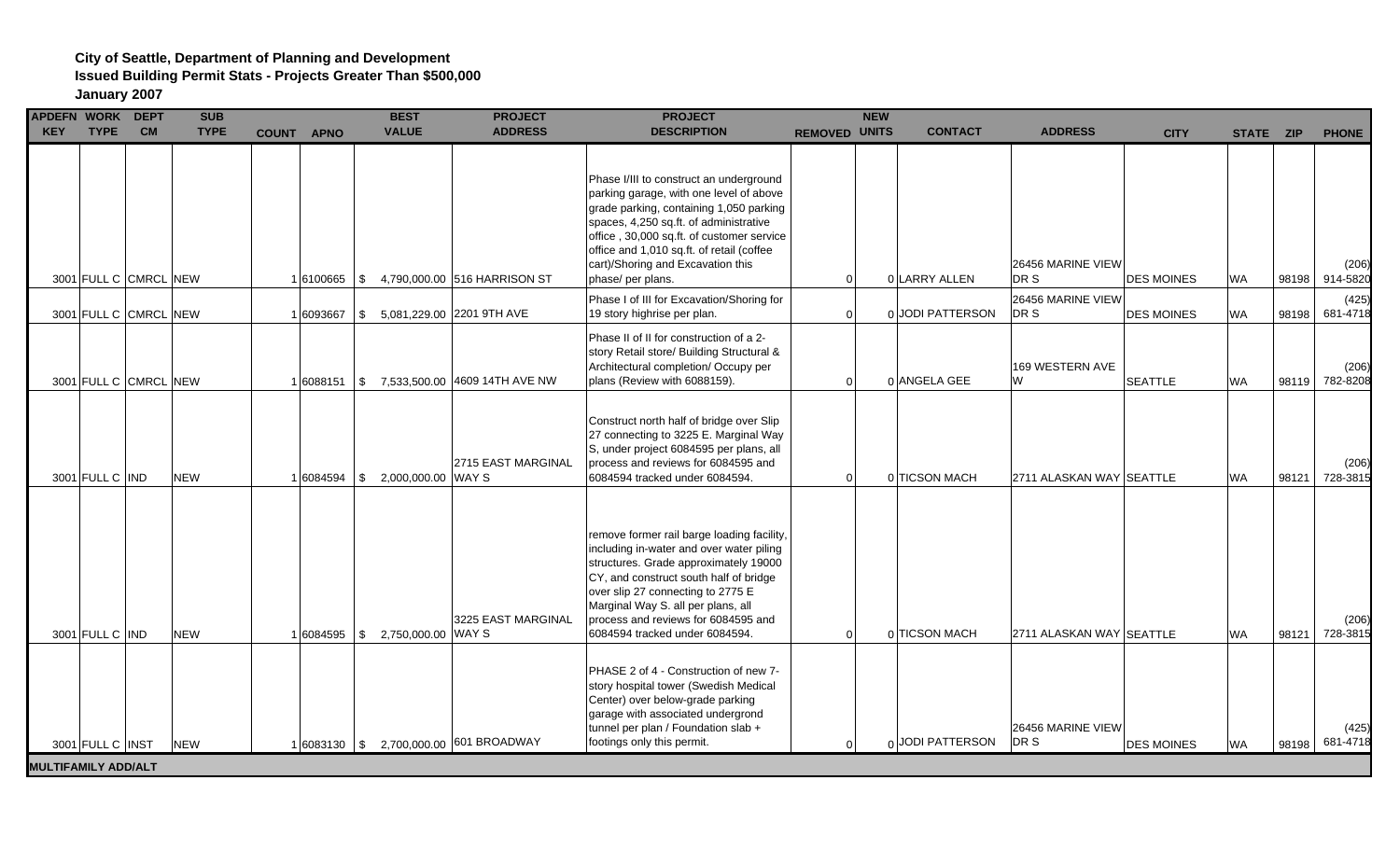**City of Seattle, Department of Planning and Development**
**Issued Building Permit Stats - Projects Greater Than $500,000**
**January 2007**

| APDEFN KEY | WORK TYPE | DEPT CM | SUB TYPE | COUNT | APNO | BEST VALUE | PROJECT ADDRESS | PROJECT DESCRIPTION | REMOVED | NEW UNITS | CONTACT | ADDRESS | CITY | STATE | ZIP | PHONE |
|---|---|---|---|---|---|---|---|---|---|---|---|---|---|---|---|---|
| 3001 | FULL C | CMRCL | NEW | 1 | 6100665 | $ 4,790,000.00 | 516 HARRISON ST | Phase I/III to construct an underground parking garage, with one level of above grade parking, containing 1,050 parking spaces, 4,250 sq.ft. of administrative office , 30,000 sq.ft. of customer service office and 1,010 sq.ft. of retail (coffee cart)/Shoring and Excavation this phase/ per plans. | 0 | 0 | LARRY ALLEN | 26456 MARINE VIEW DR S | DES MOINES | WA | 98198 | (206) 914-5820 |
| 3001 | FULL C | CMRCL | NEW | 1 | 6093667 | $ 5,081,229.00 | 2201 9TH AVE | Phase I of III for Excavation/Shoring for 19 story highrise per plan. | 0 | 0 | JODI PATTERSON | 26456 MARINE VIEW DR S | DES MOINES | WA | 98198 | (425) 681-4718 |
| 3001 | FULL C | CMRCL | NEW | 1 | 6088151 | $ 7,533,500.00 | 4609 14TH AVE NW | Phase II of II for construction of a 2-story Retail store/ Building Structural & Architectural completion/ Occupy per plans (Review with 6088159). | 0 | 0 | ANGELA GEE | 169 WESTERN AVE W | SEATTLE | WA | 98119 | (206) 782-8208 |
| 3001 | FULL C | IND | NEW | 1 | 6084594 | $ 2,000,000.00 | 2715 EAST MARGINAL WAY S | Construct north half of bridge over Slip 27 connecting to 3225 E. Marginal Way S, under project 6084595 per plans, all process and reviews for 6084595 and 6084594 tracked under 6084594. | 0 | 0 | TICSON MACH | 2711 ALASKAN WAY | SEATTLE | WA | 98121 | (206) 728-3815 |
| 3001 | FULL C | IND | NEW | 1 | 6084595 | $ 2,750,000.00 | 3225 EAST MARGINAL WAY S | remove former rail barge loading facility, including in-water and over water piling structures. Grade approximately 19000 CY, and construct south half of bridge over slip 27 connecting to 2775 E Marginal Way S. all per plans, all process and reviews for 6084595 and 6084594 tracked under 6084594. | 0 | 0 | TICSON MACH | 2711 ALASKAN WAY | SEATTLE | WA | 98121 | (206) 728-3815 |
| 3001 | FULL C | INST | NEW | 1 | 6083130 | $ 2,700,000.00 | 601 BROADWAY | PHASE 2 of 4 - Construction of new 7-story hospital tower (Swedish Medical Center) over below-grade parking garage with associated undergrond tunnel per plan / Foundation slab + footings only this permit. | 0 | 0 | JODI PATTERSON | 26456 MARINE VIEW DR S | DES MOINES | WA | 98198 | (425) 681-4718 |

**MULTIFAMILY ADD/ALT**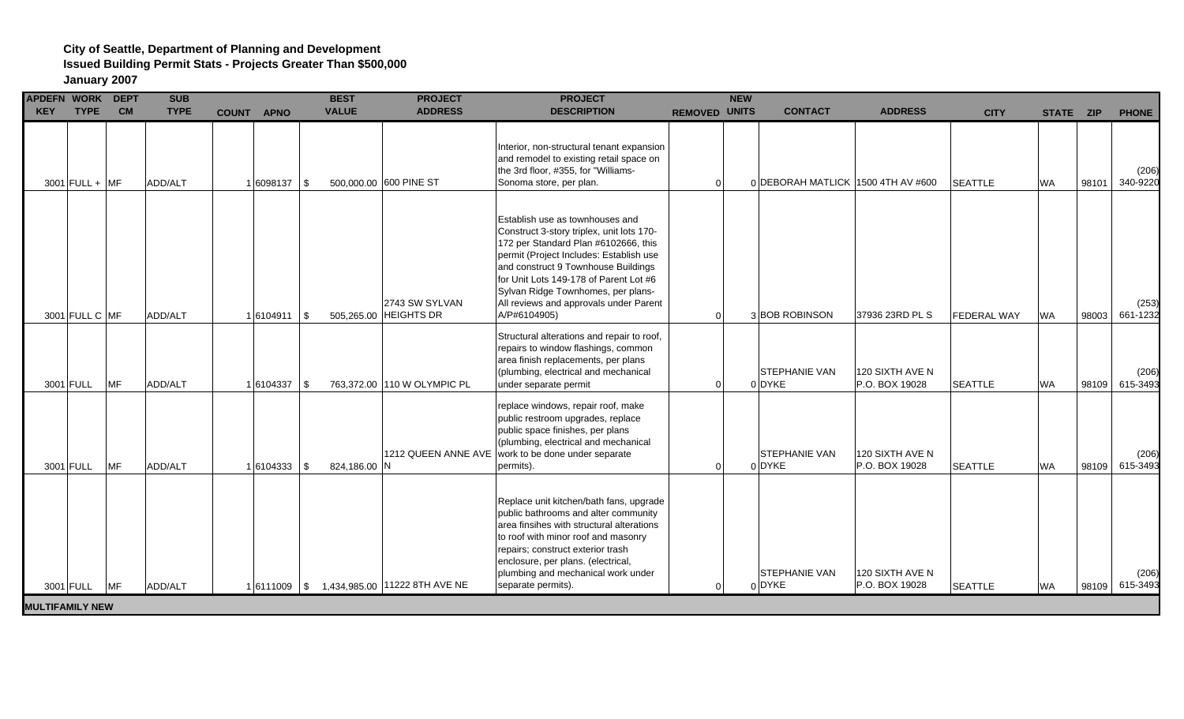**City of Seattle, Department of Planning and Development**
**Issued Building Permit Stats - Projects Greater Than $500,000**
**January 2007**

| APDEFN KEY | WORK TYPE | DEPT CM | SUB TYPE | COUNT | APNO | BEST VALUE | PROJECT ADDRESS | PROJECT DESCRIPTION | REMOVED | NEW UNITS | CONTACT | ADDRESS | CITY | STATE | ZIP | PHONE |
|---|---|---|---|---|---|---|---|---|---|---|---|---|---|---|---|---|
| 3001 | FULL + | MF | ADD/ALT | 1 | 6098137 | $ 500,000.00 | 600 PINE ST | Interior, non-structural tenant expansion and remodel to existing retail space on the 3rd floor, #355, for "Williams-Sonoma store, per plan. | 0 | 0 | DEBORAH MATLICK | 1500 4TH AV #600 | SEATTLE | WA | 98101 | (206) 340-9220 |
| 3001 | FULL C | MF | ADD/ALT | 1 | 6104911 | $ 505,265.00 | 2743 SW SYLVAN HEIGHTS DR | Establish use as townhouses and Construct 3-story triplex, unit lots 170-172 per Standard Plan #6102666, this permit (Project Includes: Establish use and construct 9 Townhouse Buildings for Unit Lots 149-178 of Parent Lot #6 Sylvan Ridge Townhomes, per plans-All reviews and approvals under Parent A/P#6104905) | 0 | 3 | BOB ROBINSON | 37936 23RD PL S | FEDERAL WAY | WA | 98003 | (253) 661-1232 |
| 3001 | FULL | MF | ADD/ALT | 1 | 6104337 | $ 763,372.00 | 110 W OLYMPIC PL | Structural alterations and repair to roof, repairs to window flashings, common area finish replacements, per plans (plumbing, electrical and mechanical under separate permit | 0 | 0 | STEPHANIE VAN DYKE | 120 SIXTH AVE N P.O. BOX 19028 | SEATTLE | WA | 98109 | (206) 615-3493 |
| 3001 | FULL | MF | ADD/ALT | 1 | 6104333 | $ 824,186.00 | 1212 QUEEN ANNE AVE N | replace windows, repair roof, make public restroom upgrades, replace public space finishes, per plans (plumbing, electrical and mechanical work to be done under separate permits). | 0 | 0 | STEPHANIE VAN DYKE | 120 SIXTH AVE N P.O. BOX 19028 | SEATTLE | WA | 98109 | (206) 615-3493 |
| 3001 | FULL | MF | ADD/ALT | 1 | 6111009 | $ 1,434,985.00 | 11222 8TH AVE NE | Replace unit kitchen/bath fans, upgrade public bathrooms and alter community area finsihes with structural alterations to roof with minor roof and masonry repairs; construct exterior trash enclosure, per plans. (electrical, plumbing and mechanical work under separate permits). | 0 | 0 | STEPHANIE VAN DYKE | 120 SIXTH AVE N P.O. BOX 19028 | SEATTLE | WA | 98109 | (206) 615-3493 |

**MULTIFAMILY NEW**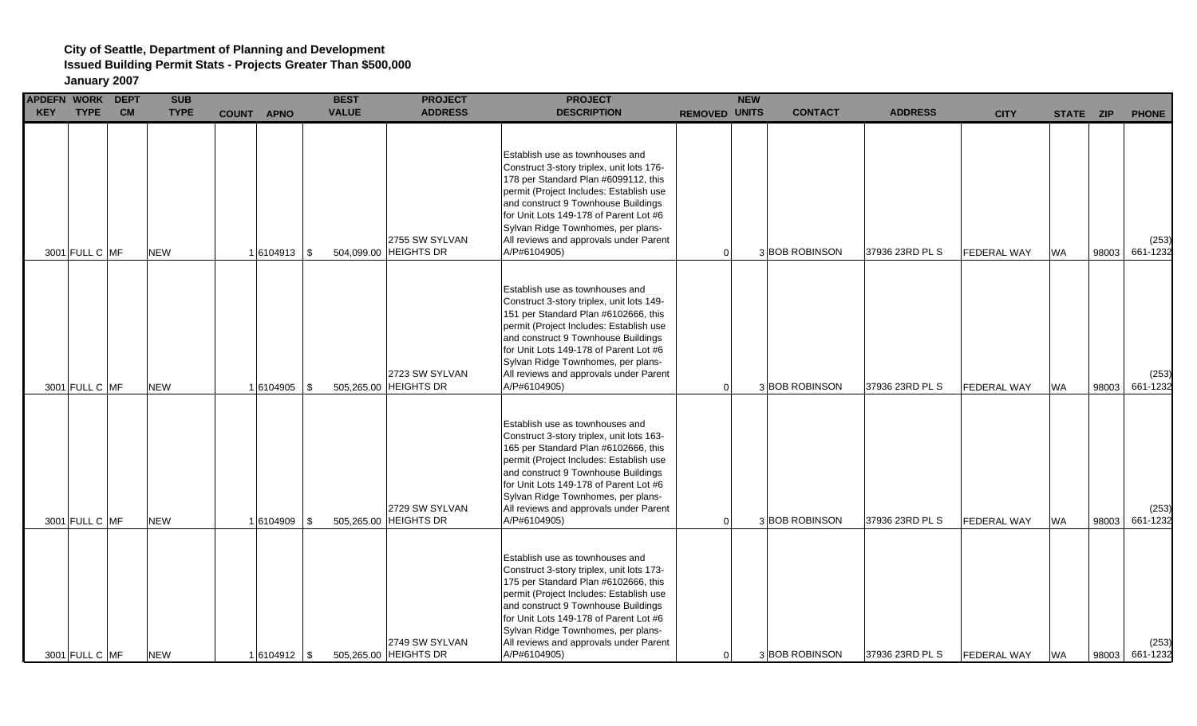**City of Seattle, Department of Planning and Development**
**Issued Building Permit Stats - Projects Greater Than $500,000**
**January 2007**

| APDEFN KEY | WORK TYPE | DEPT CM | SUB TYPE | COUNT | APNO | BEST VALUE | PROJECT ADDRESS | PROJECT DESCRIPTION | REMOVED | NEW UNITS | CONTACT | ADDRESS | CITY | STATE | ZIP | PHONE |
|---|---|---|---|---|---|---|---|---|---|---|---|---|---|---|---|---|
| 3001 | FULL C | MF | NEW | 1 | 6104913 | $ 504,099.00 | 2755 SW SYLVAN HEIGHTS DR | Establish use as townhouses and Construct 3-story triplex, unit lots 176-178 per Standard Plan #6099112, this permit (Project Includes: Establish use and construct 9 Townhouse Buildings for Unit Lots 149-178 of Parent Lot #6 Sylvan Ridge Townhomes, per plans-All reviews and approvals under Parent A/P#6104905) | 0 | 3 | BOB ROBINSON | 37936 23RD PL S | FEDERAL WAY | WA | 98003 | (253) 661-1232 |
| 3001 | FULL C | MF | NEW | 1 | 6104905 | $ 505,265.00 | 2723 SW SYLVAN HEIGHTS DR | Establish use as townhouses and Construct 3-story triplex, unit lots 149-151 per Standard Plan #6102666, this permit (Project Includes: Establish use and construct 9 Townhouse Buildings for Unit Lots 149-178 of Parent Lot #6 Sylvan Ridge Townhomes, per plans-All reviews and approvals under Parent A/P#6104905) | 0 | 3 | BOB ROBINSON | 37936 23RD PL S | FEDERAL WAY | WA | 98003 | (253) 661-1232 |
| 3001 | FULL C | MF | NEW | 1 | 6104909 | $ 505,265.00 | 2729 SW SYLVAN HEIGHTS DR | Establish use as townhouses and Construct 3-story triplex, unit lots 163-165 per Standard Plan #6102666, this permit (Project Includes: Establish use and construct 9 Townhouse Buildings for Unit Lots 149-178 of Parent Lot #6 Sylvan Ridge Townhomes, per plans-All reviews and approvals under Parent A/P#6104905) | 0 | 3 | BOB ROBINSON | 37936 23RD PL S | FEDERAL WAY | WA | 98003 | (253) 661-1232 |
| 3001 | FULL C | MF | NEW | 1 | 6104912 | $ 505,265.00 | 2749 SW SYLVAN HEIGHTS DR | Establish use as townhouses and Construct 3-story triplex, unit lots 173-175 per Standard Plan #6102666, this permit (Project Includes: Establish use and construct 9 Townhouse Buildings for Unit Lots 149-178 of Parent Lot #6 Sylvan Ridge Townhomes, per plans-All reviews and approvals under Parent A/P#6104905) | 0 | 3 | BOB ROBINSON | 37936 23RD PL S | FEDERAL WAY | WA | 98003 | (253) 661-1232 |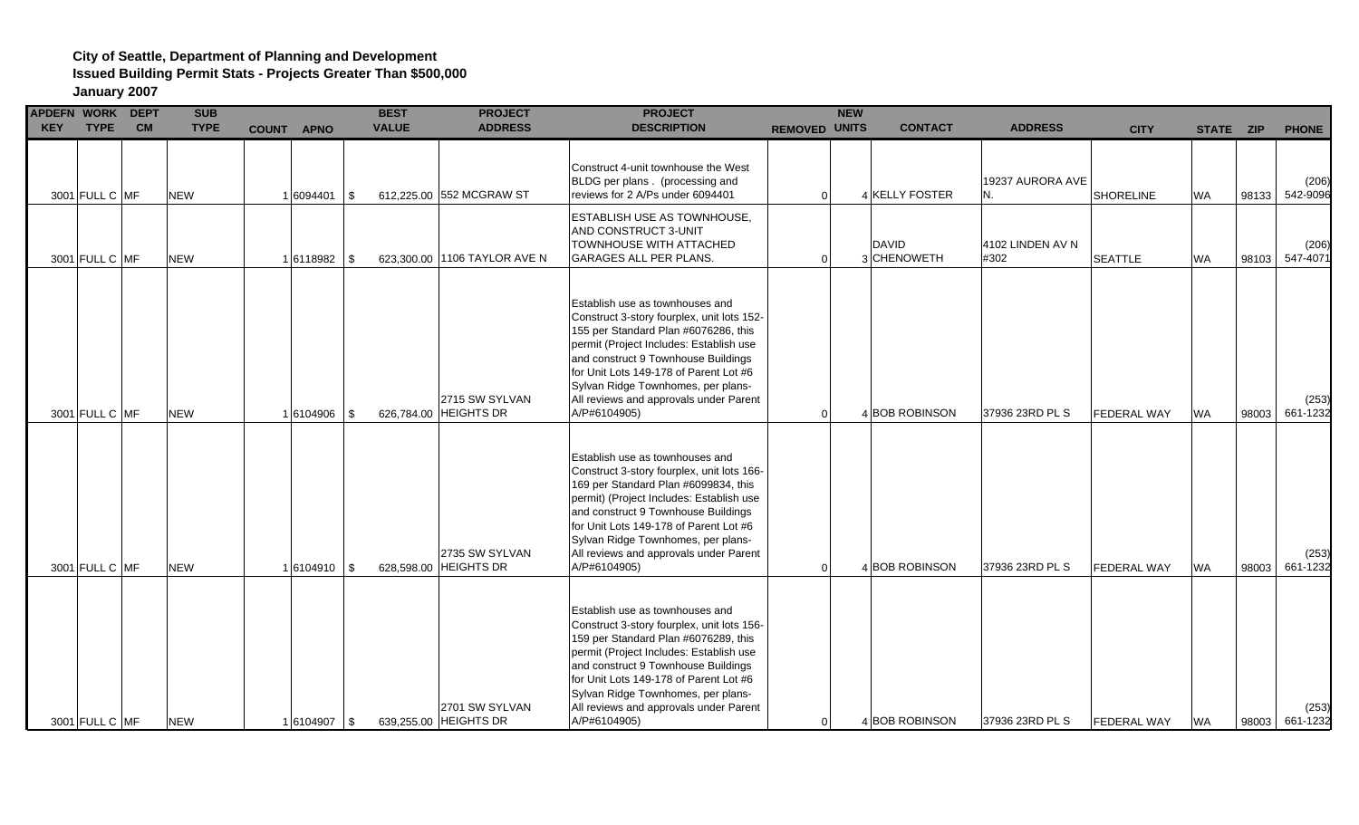**City of Seattle, Department of Planning and Development**
**Issued Building Permit Stats - Projects Greater Than $500,000**
**January 2007**

| APDEFN KEY | WORK TYPE | DEPT CM | SUB TYPE | COUNT | APNO | BEST VALUE | PROJECT ADDRESS | PROJECT DESCRIPTION | REMOVED | NEW UNITS | CONTACT | ADDRESS | CITY | STATE | ZIP | PHONE |
|---|---|---|---|---|---|---|---|---|---|---|---|---|---|---|---|---|
| 3001 | FULL C | MF | NEW | 1 | 6094401 | $ 612,225.00 | 552 MCGRAW ST | Construct 4-unit townhouse the West BLDG per plans . (processing and reviews for 2 A/Ps under 6094401 | 0 | 4 | KELLY FOSTER | 19237 AURORA AVE N. | SHORELINE | WA | 98133 | (206) 542-9096 |
| 3001 | FULL C | MF | NEW | 1 | 6118982 | $ 623,300.00 | 1106 TAYLOR AVE N | ESTABLISH USE AS TOWNHOUSE, AND CONSTRUCT 3-UNIT TOWNHOUSE WITH ATTACHED GARAGES ALL PER PLANS. | 0 | 3 | DAVID CHENOWETH | 4102 LINDEN AV N #302 | SEATTLE | WA | 98103 | (206) 547-4071 |
| 3001 | FULL C | MF | NEW | 1 | 6104906 | $ 626,784.00 | 2715 SW SYLVAN HEIGHTS DR | Establish use as townhouses and Construct 3-story fourplex, unit lots 152-155 per Standard Plan #6076286, this permit (Project Includes: Establish use and construct 9 Townhouse Buildings for Unit Lots 149-178 of Parent Lot #6 Sylvan Ridge Townhomes, per plans- All reviews and approvals under Parent A/P#6104905) | 0 | 4 | BOB ROBINSON | 37936 23RD PL S | FEDERAL WAY | WA | 98003 | (253) 661-1232 |
| 3001 | FULL C | MF | NEW | 1 | 6104910 | $ 628,598.00 | 2735 SW SYLVAN HEIGHTS DR | Establish use as townhouses and Construct 3-story fourplex, unit lots 166-169 per Standard Plan #6099834, this permit) (Project Includes: Establish use and construct 9 Townhouse Buildings for Unit Lots 149-178 of Parent Lot #6 Sylvan Ridge Townhomes, per plans- All reviews and approvals under Parent A/P#6104905) | 0 | 4 | BOB ROBINSON | 37936 23RD PL S | FEDERAL WAY | WA | 98003 | (253) 661-1232 |
| 3001 | FULL C | MF | NEW | 1 | 6104907 | $ 639,255.00 | 2701 SW SYLVAN HEIGHTS DR | Establish use as townhouses and Construct 3-story fourplex, unit lots 156-159 per Standard Plan #6076289, this permit (Project Includes: Establish use and construct 9 Townhouse Buildings for Unit Lots 149-178 of Parent Lot #6 Sylvan Ridge Townhomes, per plans- All reviews and approvals under Parent A/P#6104905) | 0 | 4 | BOB ROBINSON | 37936 23RD PL S | FEDERAL WAY | WA | 98003 | (253) 661-1232 |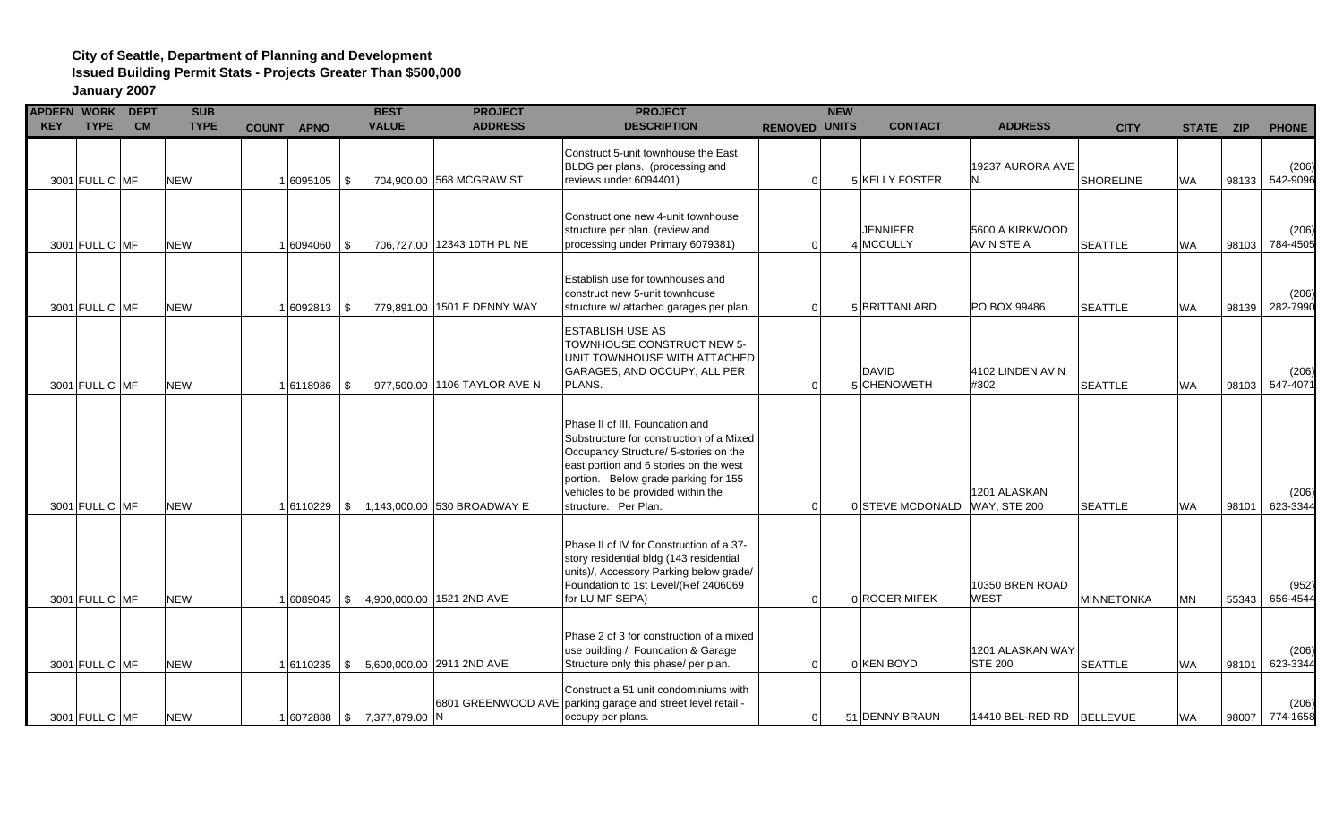**City of Seattle, Department of Planning and Development**
**Issued Building Permit Stats - Projects Greater Than $500,000**
**January 2007**

| APDEFN KEY | WORK TYPE | DEPT CM | SUB TYPE | COUNT | APNO | BEST VALUE | PROJECT ADDRESS | PROJECT DESCRIPTION | REMOVED | NEW UNITS | CONTACT | ADDRESS | CITY | STATE | ZIP | PHONE |
|---|---|---|---|---|---|---|---|---|---|---|---|---|---|---|---|---|
| 3001 | FULL C | MF | NEW | 1 | 6095105 | $ 704,900.00 | 568 MCGRAW ST | Construct 5-unit townhouse the East BLDG per plans. (processing and reviews under 6094401) | 0 | 5 | KELLY FOSTER | 19237 AURORA AVE N. | SHORELINE | WA | 98133 | (206) 542-9096 |
| 3001 | FULL C | MF | NEW | 1 | 6094060 | $ 706,727.00 | 12343 10TH PL NE | Construct one new 4-unit townhouse structure per plan. (review and processing under Primary 6079381) | 0 | 4 | JENNIFER MCCULLY | 5600 A KIRKWOOD AV N STE A | SEATTLE | WA | 98103 | (206) 784-4505 |
| 3001 | FULL C | MF | NEW | 1 | 6092813 | $ 779,891.00 | 1501 E DENNY WAY | Establish use for townhouses and construct new 5-unit townhouse structure w/ attached garages per plan. | 0 | 5 | BRITTANI ARD | PO BOX 99486 | SEATTLE | WA | 98139 | (206) 282-7990 |
| 3001 | FULL C | MF | NEW | 1 | 6118986 | $ 977,500.00 | 1106 TAYLOR AVE N | ESTABLISH USE AS TOWNHOUSE,CONSTRUCT NEW 5-UNIT TOWNHOUSE WITH ATTACHED GARAGES, AND OCCUPY, ALL PER PLANS. | 0 | 5 | DAVID CHENOWETH | 4102 LINDEN AV N #302 | SEATTLE | WA | 98103 | (206) 547-4071 |
| 3001 | FULL C | MF | NEW | 1 | 6110229 | $ 1,143,000.00 | 530 BROADWAY E | Phase II of III, Foundation and Substructure for construction of a Mixed Occupancy Structure/ 5-stories on the east portion and 6 stories on the west portion. Below grade parking for 155 vehicles to be provided within the structure. Per Plan. | 0 | 0 | STEVE MCDONALD | 1201 ALASKAN WAY, STE 200 | SEATTLE | WA | 98101 | (206) 623-3344 |
| 3001 | FULL C | MF | NEW | 1 | 6089045 | $ 4,900,000.00 | 1521 2ND AVE | Phase II of IV for Construction of a 37-story residential bldg (143 residential units)/, Accessory Parking below grade/ Foundation to 1st Level/(Ref 2406069 for LU MF SEPA) | 0 | 0 | ROGER MIFEK | 10350 BREN ROAD WEST | MINNETONKA | MN | 55343 | (952) 656-4544 |
| 3001 | FULL C | MF | NEW | 1 | 6110235 | $ 5,600,000.00 | 2911 2ND AVE | Phase 2 of 3 for construction of a mixed use building / Foundation & Garage Structure only this phase/ per plan. | 0 | 0 | KEN BOYD | 1201 ALASKAN WAY STE 200 | SEATTLE | WA | 98101 | (206) 623-3344 |
| 3001 | FULL C | MF | NEW | 1 | 6072888 | $ 7,377,879.00 | 6801 GREENWOOD AVE N | Construct a 51 unit condominiums with parking garage and street level retail - occupy per plans. | 0 | 51 | DENNY BRAUN | 14410 BEL-RED RD | BELLEVUE | WA | 98007 | (206) 774-1658 |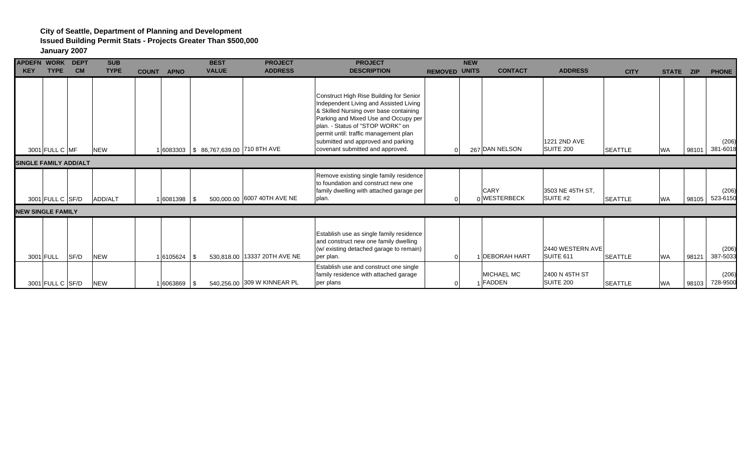**City of Seattle, Department of Planning and Development**
**Issued Building Permit Stats - Projects Greater Than $500,000**
**January 2007**

| APDEFN KEY | WORK TYPE | DEPT CM | SUB TYPE | COUNT | APNO | BEST VALUE | PROJECT ADDRESS | PROJECT DESCRIPTION | REMOVED | NEW UNITS | CONTACT | ADDRESS | CITY | STATE | ZIP | PHONE |
|---|---|---|---|---|---|---|---|---|---|---|---|---|---|---|---|---|
| 3001 | FULL C | MF | NEW | 1 | 6083303 | $ 86,767,639.00 | 710 8TH AVE | Construct High Rise Building for Senior Independent Living and Assisted Living & Skilled Nursing over base containing Parking and Mixed Use and Occupy per plan. - Status of "STOP WORK" on permit until: traffic management plan submitted and approved and parking covenant submitted and approved. | 0 | 267 | DAN NELSON | 1221 2ND AVE SUITE 200 | SEATTLE | WA | 98101 | (206) 381-6018 |
| **SINGLE FAMILY ADD/ALT** | | | | | | | | | | | | | | | | |
| 3001 | FULL C | SF/D | ADD/ALT | 1 | 6081398 | $ 500,000.00 | 6007 40TH AVE NE | Remove existing single family residence to foundation and construct new one family dwelling with attached garage per plan. | 0 | 0 | CARY WESTERBECK | 3503 NE 45TH ST, SUITE #2 | SEATTLE | WA | 98105 | (206) 523-6150 |
| **NEW SINGLE FAMILY** | | | | | | | | | | | | | | | | |
| 3001 | FULL | SF/D | NEW | 1 | 6105624 | $ 530,818.00 | 13337 20TH AVE NE | Establish use as single family residence and construct new one family dwelling (w/ existing detached garage to remain) per plan. | 0 | 1 | DEBORAH HART | 2440 WESTERN AVE SUITE 611 | SEATTLE | WA | 98121 | (206) 387-5033 |
| 3001 | FULL C | SF/D | NEW | 1 | 6063869 | $ 540,256.00 | 309 W KINNEAR PL | Establish use and construct one single family residence with attached garage per plans | 0 | 1 | MICHAEL MC FADDEN | 2400 N 45TH ST SUITE 200 | SEATTLE | WA | 98103 | (206) 728-9500 |